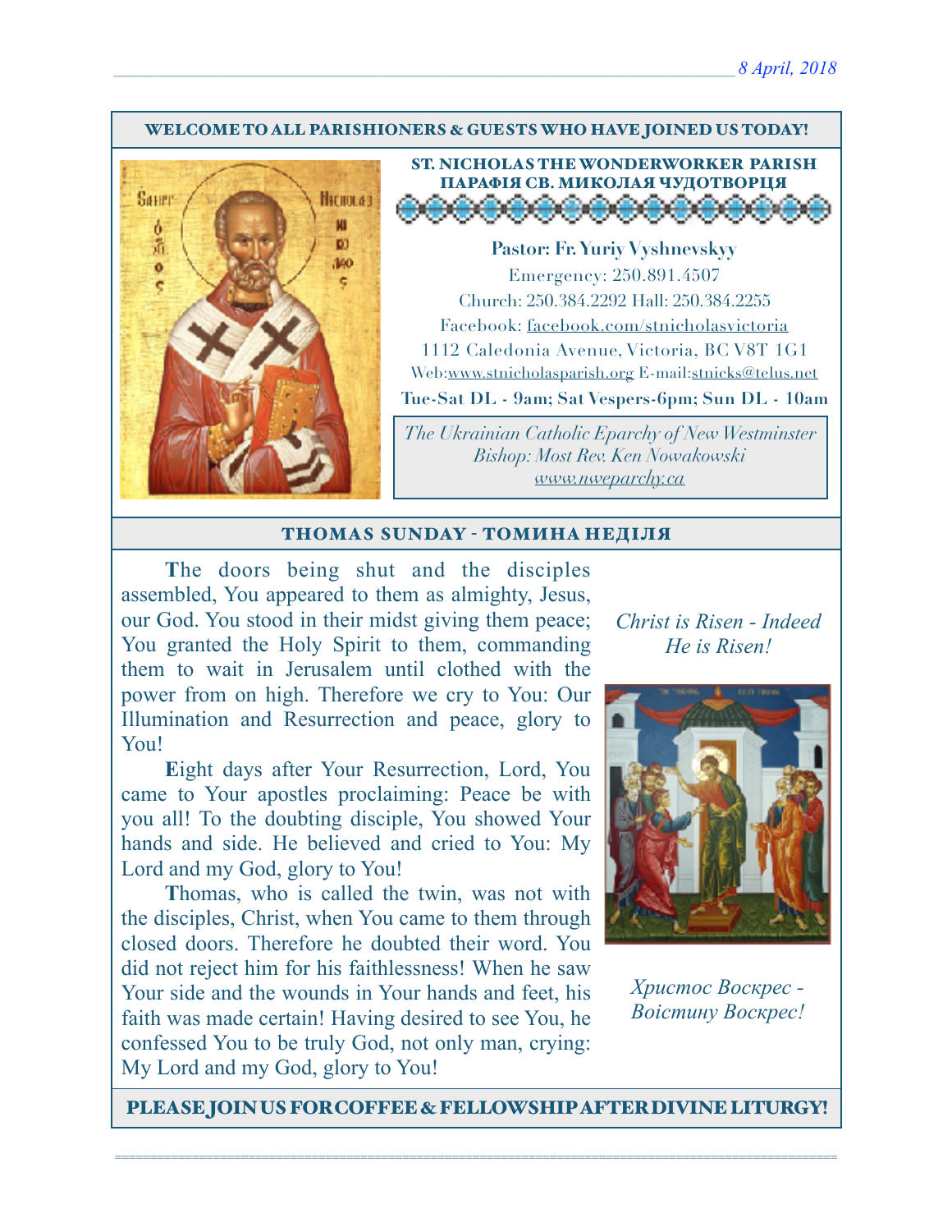8 April, 2018

**WELCOME TO ALL PARISHIONERS & GUESTS WHO HAVE JOINED US TODAY!**

**ST. NICHOLAS THE WONDERWORKER PARISH**
**ПАРАФІЯ СВ. МИКОЛАЯ ЧУДОТВОРЦЯ**

**Pastor: Fr. Yuriy Vyshnevskyy**
Emergency: 250.891.4507
Church: 250.384.2292 Hall: 250.384.2255
Facebook: facebook.com/stnicholasvictoria
1112 Caledonia Avenue, Victoria, BC V8T 1G1
Web:www.stnicholasparish.org E-mail:stnicks@telus.net
**Tue-Sat DL - 9am; Sat Vespers-6pm; Sun DL - 10am**

*The Ukrainian Catholic Eparchy of New Westminster*
*Bishop: Most Rev. Ken Nowakowski*
*www.nweparchy.ca*

## THOMAS SUNDAY - ТОМИНА НЕДІЛЯ

**T**he doors being shut and the disciples assembled, You appeared to them as almighty, Jesus, our God. You stood in their midst giving them peace; You granted the Holy Spirit to them, commanding them to wait in Jerusalem until clothed with the power from on high. Therefore we cry to You: Our Illumination and Resurrection and peace, glory to You!

**E**ight days after Your Resurrection, Lord, You came to Your apostles proclaiming: Peace be with you all! To the doubting disciple, You showed Your hands and side. He believed and cried to You: My Lord and my God, glory to You!

**T**homas, who is called the twin, was not with the disciples, Christ, when You came to them through closed doors. Therefore he doubted their word. You did not reject him for his faithlessness! When he saw Your side and the wounds in Your hands and feet, his faith was made certain! Having desired to see You, he confessed You to be truly God, not only man, crying: My Lord and my God, glory to You!

*Christ is Risen - Indeed He is Risen!*

*Христос Воскрес - Воістину Воскрес!*

**PLEASE JOIN US FOR COFFEE & FELLOWSHIP AFTER DIVINE LITURGY!**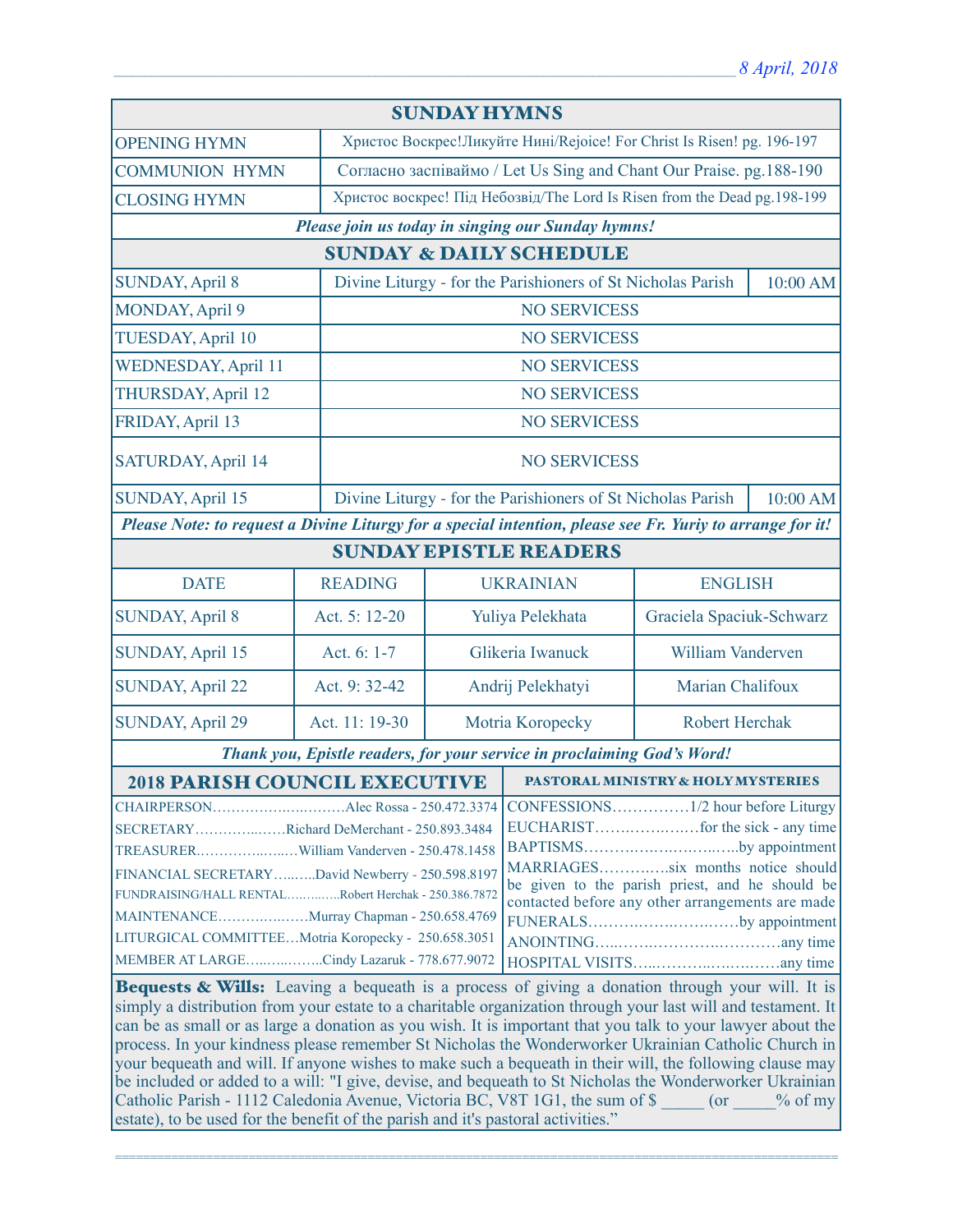*8 April, 2018*

## SUNDAY HYMNS

| | |
|---|---|
| OPENING HYMN | Христос Воскрес!Ликуйте Нині/Rejoice! For Christ Is Risen! pg. 196-197 |
| COMMUNION HYMN | Согласно заспіваймо / Let Us Sing and Chant Our Praise. pg.188-190 |
| CLOSING HYMN | Христос воскрес! Під Небозвід/The Lord Is Risen from the Dead pg.198-199 |

***Please join us today in singing our Sunday hymns!***

## SUNDAY & DAILY SCHEDULE

| | | |
|---|---|---|
| SUNDAY, April 8 | Divine Liturgy - for the Parishioners of St Nicholas Parish | 10:00 AM |
| MONDAY, April 9 | NO SERVICESS | |
| TUESDAY, April 10 | NO SERVICESS | |
| WEDNESDAY, April 11 | NO SERVICESS | |
| THURSDAY, April 12 | NO SERVICESS | |
| FRIDAY, April 13 | NO SERVICESS | |
| SATURDAY, April 14 | NO SERVICESS | |
| SUNDAY, April 15 | Divine Liturgy - for the Parishioners of St Nicholas Parish | 10:00 AM |

***Please Note: to request a Divine Liturgy for a special intention, please see Fr. Yuriy to arrange for it!***

## SUNDAY EPISTLE READERS

| DATE | READING | UKRAINIAN | ENGLISH |
|---|---|---|---|
| SUNDAY, April 8 | Act. 5: 12-20 | Yuliya Pelekhata | Graciela Spaciuk-Schwarz |
| SUNDAY, April 15 | Act. 6: 1-7 | Glikeria Iwanuck | William Vanderven |
| SUNDAY, April 22 | Act. 9: 32-42 | Andrij Pelekhatyi | Marian Chalifoux |
| SUNDAY, April 29 | Act. 11: 19-30 | Motria Koropecky | Robert Herchak |

***Thank you, Epistle readers, for your service in proclaiming God's Word!***

## 2018 PARISH COUNCIL EXECUTIVE

CHAIRPERSON……………………….Alec Rossa - 250.472.3374
SECRETARY……………Richard DeMerchant - 250.893.3484
TREASURER……………William Vanderven - 250.478.1458
FINANCIAL SECRETARY……..David Newberry - 250.598.8197
FUNDRAISING/HALL RENTAL…………Robert Herchak - 250.386.7872
MAINTENANCE………………Murray Chapman - 250.658.4769
LITURGICAL COMMITTEE…Motria Koropecky - 250.658.3051
MEMBER AT LARGE……………Cindy Lazaruk - 778.677.9072

## PASTORAL MINISTRY & HOLY MYSTERIES

CONFESSIONS……………1/2 hour before Liturgy
EUCHARIST………………for the sick - any time
BAPTISMS…………………………by appointment
MARRIAGES…………six months notice should be given to the parish priest, and he should be contacted before any other arrangements are made
FUNERALS………………………by appointment
ANOINTING………………………………any time
HOSPITAL VISITS…………………………any time

**Bequests & Wills:** Leaving a bequeath is a process of giving a donation through your will. It is simply a distribution from your estate to a charitable organization through your last will and testament. It can be as small or as large a donation as you wish. It is important that you talk to your lawyer about the process. In your kindness please remember St Nicholas the Wonderworker Ukrainian Catholic Church in your bequeath and will. If anyone wishes to make such a bequeath in their will, the following clause may be included or added to a will: "I give, devise, and bequeath to St Nicholas the Wonderworker Ukrainian Catholic Parish - 1112 Caledonia Avenue, Victoria BC, V8T 1G1, the sum of $ _____ (or _____% of my estate), to be used for the benefit of the parish and it's pastoral activities."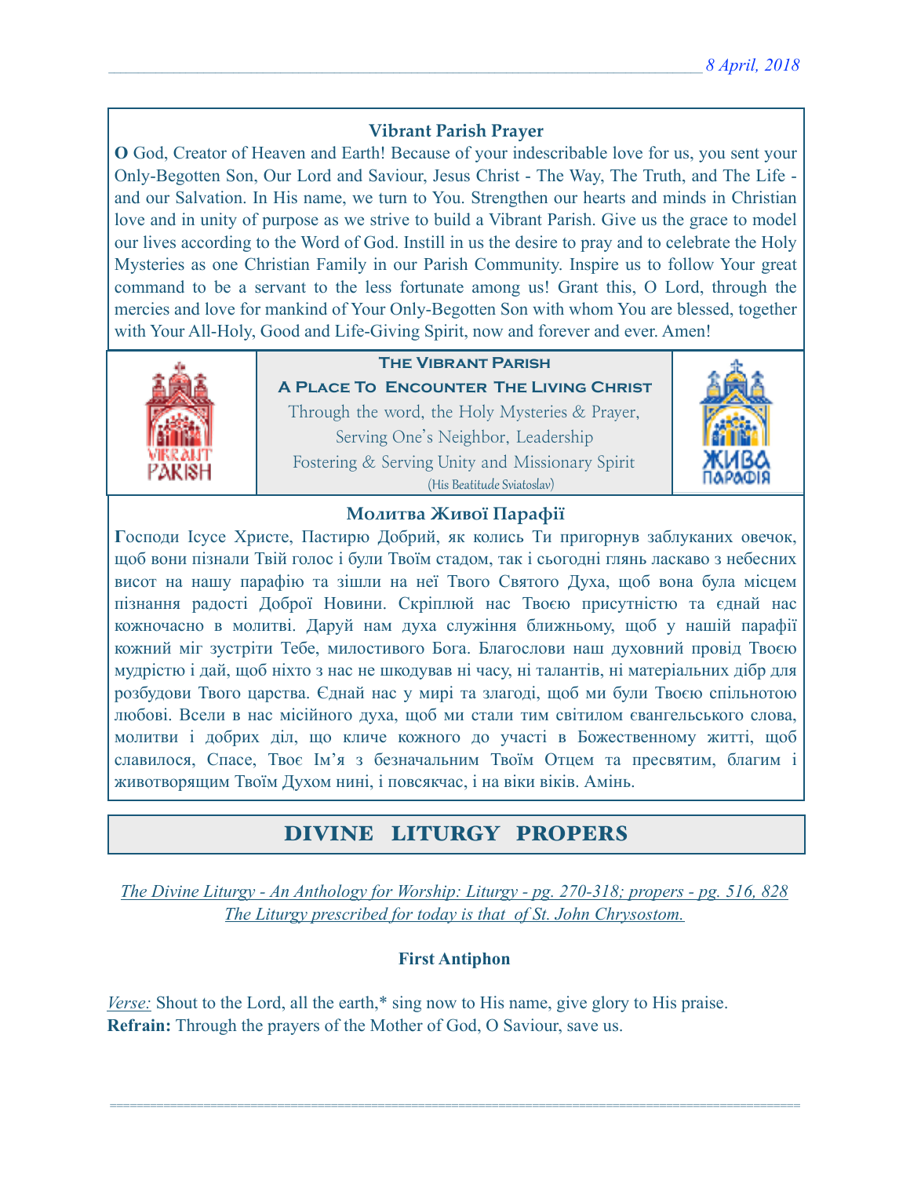### Vibrant Parish Prayer

**O** God, Creator of Heaven and Earth! Because of your indescribable love for us, you sent your Only-Begotten Son, Our Lord and Saviour, Jesus Christ - The Way, The Truth, and The Life - and our Salvation. In His name, we turn to You. Strengthen our hearts and minds in Christian love and in unity of purpose as we strive to build a Vibrant Parish. Give us the grace to model our lives according to the Word of God. Instill in us the desire to pray and to celebrate the Holy Mysteries as one Christian Family in our Parish Community. Inspire us to follow Your great command to be a servant to the less fortunate among us! Grant this, O Lord, through the mercies and love for mankind of Your Only-Begotten Son with whom You are blessed, together with Your All-Holy, Good and Life-Giving Spirit, now and forever and ever. Amen!

**The Vibrant Parish**

**A Place To Encounter The Living Christ**

Through the word, the Holy Mysteries & Prayer,
Serving One's Neighbor, Leadership
Fostering & Serving Unity and Missionary Spirit
(His Beatitude Sviatoslav)

### Молитва Живої Парафії

**Г**осподи Ісусе Христе, Пастирю Добрий, як колись Ти пригорнув заблуканих овечок, щоб вони пізнали Твій голос і були Твоїм стадом, так і сьогодні глянь ласкаво з небесних висот на нашу парафію та зішли на неї Твого Святого Духа, щоб вона була місцем пізнання радості Доброї Новини. Скріплюй нас Твоєю присутністю та єднай нас кожночасно в молитві. Даруй нам духа служіння ближньому, щоб у нашій парафії кожний міг зустріти Тебе, милостивого Бога. Благослови наш духовний провід Твоєю мудрістю і дай, щоб ніхто з нас не шкодував ні часу, ні талантів, ні матеріальних дібр для розбудови Твого царства. Єднай нас у мирі та злагоді, щоб ми були Твоєю спільнотою любові. Всели в нас місійного духа, щоб ми стали тим світилом євангельського слова, молитви і добрих діл, що кличе кожного до участі в Божественному житті, щоб славилося, Спасе, Твоє Ім'я з безначальним Твоїм Отцем та пресвятим, благим і животворящим Твоїм Духом нині, і повсякчас, і на віки віків. Амінь.

## DIVINE LITURGY PROPERS

*The Divine Liturgy - An Anthology for Worship: Liturgy - pg. 270-318; propers - pg. 516, 828*
*The Liturgy prescribed for today is that of St. John Chrysostom.*

**First Antiphon**

*Verse:* Shout to the Lord, all the earth,* sing now to His name, give glory to His praise.
**Refrain:** Through the prayers of the Mother of God, O Saviour, save us.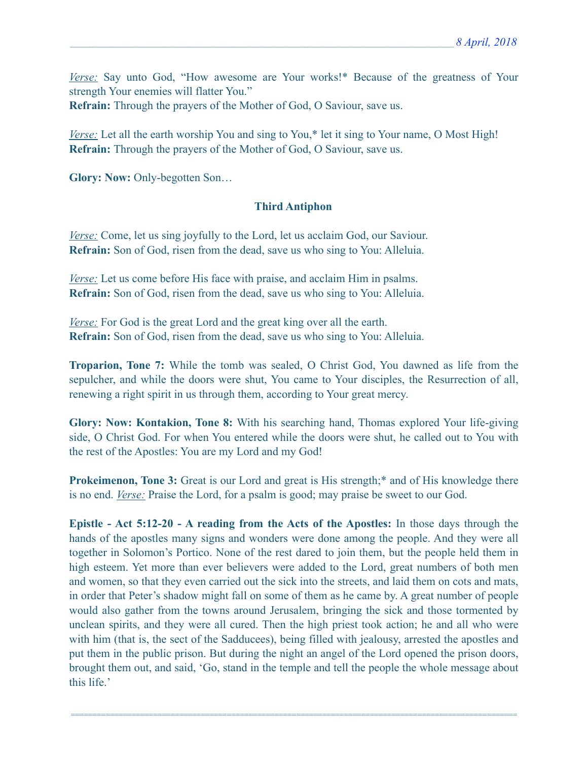*Verse:* Say unto God, "How awesome are Your works!* Because of the greatness of Your strength Your enemies will flatter You."
**Refrain:** Through the prayers of the Mother of God, O Saviour, save us.

*Verse:* Let all the earth worship You and sing to You,* let it sing to Your name, O Most High!
**Refrain:** Through the prayers of the Mother of God, O Saviour, save us.

**Glory: Now:** Only-begotten Son…

### Third Antiphon

*Verse:* Come, let us sing joyfully to the Lord, let us acclaim God, our Saviour.
**Refrain:** Son of God, risen from the dead, save us who sing to You: Alleluia.

*Verse:* Let us come before His face with praise, and acclaim Him in psalms.
**Refrain:** Son of God, risen from the dead, save us who sing to You: Alleluia.

*Verse:* For God is the great Lord and the great king over all the earth.
**Refrain:** Son of God, risen from the dead, save us who sing to You: Alleluia.

**Troparion, Tone 7:** While the tomb was sealed, O Christ God, You dawned as life from the sepulcher, and while the doors were shut, You came to Your disciples, the Resurrection of all, renewing a right spirit in us through them, according to Your great mercy.

**Glory: Now: Kontakion, Tone 8:** With his searching hand, Thomas explored Your life-giving side, O Christ God. For when You entered while the doors were shut, he called out to You with the rest of the Apostles: You are my Lord and my God!

**Prokeimenon, Tone 3:** Great is our Lord and great is His strength;* and of His knowledge there is no end. *Verse:* Praise the Lord, for a psalm is good; may praise be sweet to our God.

**Epistle - Act 5:12-20 - A reading from the Acts of the Apostles:** In those days through the hands of the apostles many signs and wonders were done among the people. And they were all together in Solomon's Portico. None of the rest dared to join them, but the people held them in high esteem. Yet more than ever believers were added to the Lord, great numbers of both men and women, so that they even carried out the sick into the streets, and laid them on cots and mats, in order that Peter's shadow might fall on some of them as he came by. A great number of people would also gather from the towns around Jerusalem, bringing the sick and those tormented by unclean spirits, and they were all cured. Then the high priest took action; he and all who were with him (that is, the sect of the Sadducees), being filled with jealousy, arrested the apostles and put them in the public prison. But during the night an angel of the Lord opened the prison doors, brought them out, and said, 'Go, stand in the temple and tell the people the whole message about this life.'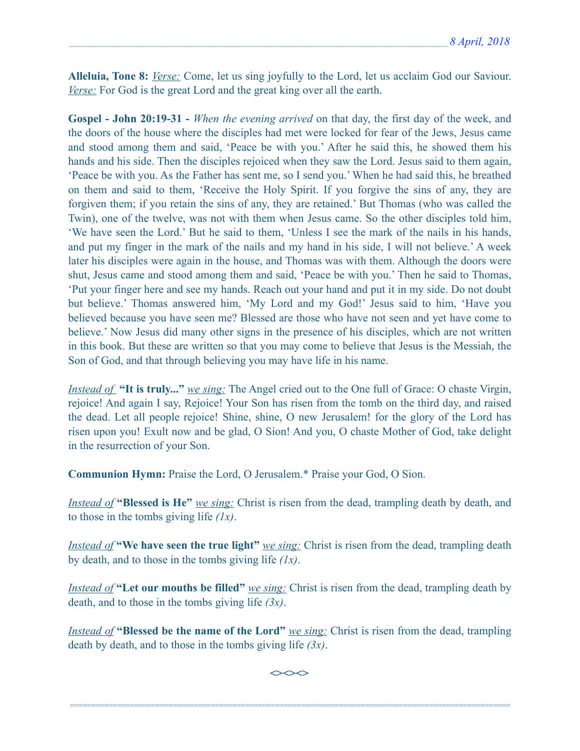**Alleluia, Tone 8:** *Verse:* Come, let us sing joyfully to the Lord, let us acclaim God our Saviour. *Verse:* For God is the great Lord and the great king over all the earth.

**Gospel - John 20:19-31 -** *When the evening arrived* on that day, the first day of the week, and the doors of the house where the disciples had met were locked for fear of the Jews, Jesus came and stood among them and said, 'Peace be with you.' After he said this, he showed them his hands and his side. Then the disciples rejoiced when they saw the Lord. Jesus said to them again, 'Peace be with you. As the Father has sent me, so I send you.' When he had said this, he breathed on them and said to them, 'Receive the Holy Spirit. If you forgive the sins of any, they are forgiven them; if you retain the sins of any, they are retained.' But Thomas (who was called the Twin), one of the twelve, was not with them when Jesus came. So the other disciples told him, 'We have seen the Lord.' But he said to them, 'Unless I see the mark of the nails in his hands, and put my finger in the mark of the nails and my hand in his side, I will not believe.' A week later his disciples were again in the house, and Thomas was with them. Although the doors were shut, Jesus came and stood among them and said, 'Peace be with you.' Then he said to Thomas, 'Put your finger here and see my hands. Reach out your hand and put it in my side. Do not doubt but believe.' Thomas answered him, 'My Lord and my God!' Jesus said to him, 'Have you believed because you have seen me? Blessed are those who have not seen and yet have come to believe.' Now Jesus did many other signs in the presence of his disciples, which are not written in this book. But these are written so that you may come to believe that Jesus is the Messiah, the Son of God, and that through believing you may have life in his name.

*Instead of* **"It is truly..."** *we sing:* The Angel cried out to the One full of Grace: O chaste Virgin, rejoice! And again I say, Rejoice! Your Son has risen from the tomb on the third day, and raised the dead. Let all people rejoice! Shine, shine, O new Jerusalem! for the glory of the Lord has risen upon you! Exult now and be glad, O Sion! And you, O chaste Mother of God, take delight in the resurrection of your Son.

**Communion Hymn:** Praise the Lord, O Jerusalem.* Praise your God, O Sion.

*Instead of* **"Blessed is He"** *we sing:* Christ is risen from the dead, trampling death by death, and to those in the tombs giving life *(1x)*.

*Instead of* **"We have seen the true light"** *we sing:* Christ is risen from the dead, trampling death by death, and to those in the tombs giving life *(1x)*.

*Instead of* **"Let our mouths be filled"** *we sing:* Christ is risen from the dead, trampling death by death, and to those in the tombs giving life *(3x)*.

*Instead of* **"Blessed be the name of the Lord"** *we sing:* Christ is risen from the dead, trampling death by death, and to those in the tombs giving life *(3x)*.

**<><><>**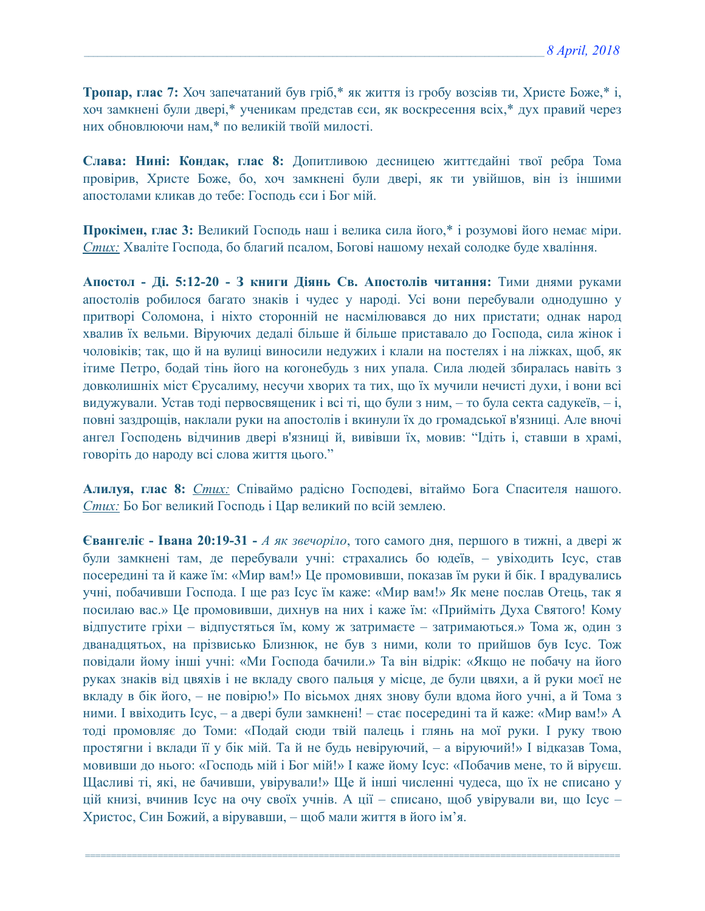**Тропар, глас 7:** Хоч запечатаний був гріб,* як життя із гробу возсіяв ти, Христе Боже,* і, хоч замкнені були двері,* ученикам представ єси, як воскресення всіх,* дух правий через них обновлюючи нам,* по великій твоїй милості.

**Слава: Нині: Кондак, глас 8:** Допитливою десницею життєдайні твої ребра Тома провірив, Христе Боже, бо, хоч замкнені були двері, як ти увійшов, він із іншими апостолами кликав до тебе: Господь єси і Бог мій.

**Прокімен, глас 3:** Великий Господь наш і велика сила його,* і розумові його немає міри. *Стих:* Хваліте Господа, бо благий псалом, Богові нашому нехай солодке буде хваління.

**Апостол - Ді. 5:12-20 - З книги Діянь Св. Апостолів читання:** Тими днями руками апостолів робилося багато знаків і чудес у народі. Усі вони перебували однодушно у притворі Соломона, і ніхто сторонній не насмілювався до них пристати; однак народ хвалив їх вельми. Віруючих дедалі більше й більше приставало до Господа, сила жінок і чоловіків; так, що й на вулиці виносили недужих і клали на постелях і на ліжках, щоб, як ітиме Петро, бодай тінь його на когонебудь з них упала. Сила людей збиралась навіть з довколишніх міст Єрусалиму, несучи хворих та тих, що їх мучили нечисті духи, і вони всі видужували. Устав тоді первосвященик і всі ті, що були з ним, – то була секта садукеїв, – і, повні заздрощів, наклали руки на апостолів і вкинули їх до громадської в'язниці. Але вночі ангел Господень відчинив двері в'язниці й, вивівши їх, мовив: "Ідіть і, ставши в храмі, говоріть до народу всі слова життя цього."

**Алилуя, глас 8:** *Стих:* Співаймо радісно Господеві, вітаймо Бога Спасителя нашого. *Стих:* Бо Бог великий Господь і Цар великий по всій землею.

**Євангеліє - Івана 20:19-31 -** *А як звечоріло*, того самого дня, першого в тижні, а двері ж були замкнені там, де перебували учні: страхались бо юдеїв, – увіходить Ісус, став посередині та й каже їм: «Мир вам!» Це промовивши, показав їм руки й бік. І врадувались учні, побачивши Господа. І ще раз Ісус їм каже: «Мир вам!» Як мене послав Отець, так я посилаю вас.» Це промовивши, дихнув на них і каже їм: «Прийміть Духа Святого! Кому відпустите гріхи – відпустяться їм, кому ж затримаєте – затримаються.» Тома ж, один з дванадцятьох, на прізвисько Близнюк, не був з ними, коли то прийшов був Ісус. Тож повідали йому інші учні: «Ми Господа бачили.» Та він відрік: «Якщо не побачу на його руках знаків від цвяхів і не вкладу свого пальця у місце, де були цвяхи, а й руки моєї не вкладу в бік його, – не повірю!» По вісьмох днях знову були вдома його учні, а й Тома з ними. І ввіходить Ісус, – а двері були замкнені! – стає посередині та й каже: «Мир вам!» А тоді промовляє до Томи: «Подай сюди твій палець і глянь на мої руки. І руку твою простягни і вклади її у бік мій. Та й не будь невіруючий, – а віруючий!» І відказав Тома, мовивши до нього: «Господь мій і Бог мій!» І каже йому Ісус: «Побачив мене, то й віруєш. Щасливі ті, які, не бачивши, увірували!» Ще й інші численні чудеса, що їх не списано у цій книзі, вчинив Ісус на очу своїх учнів. А ції – списано, щоб увірували ви, що Ісус – Христос, Син Божий, а вірувавши, – щоб мали життя в його ім'я.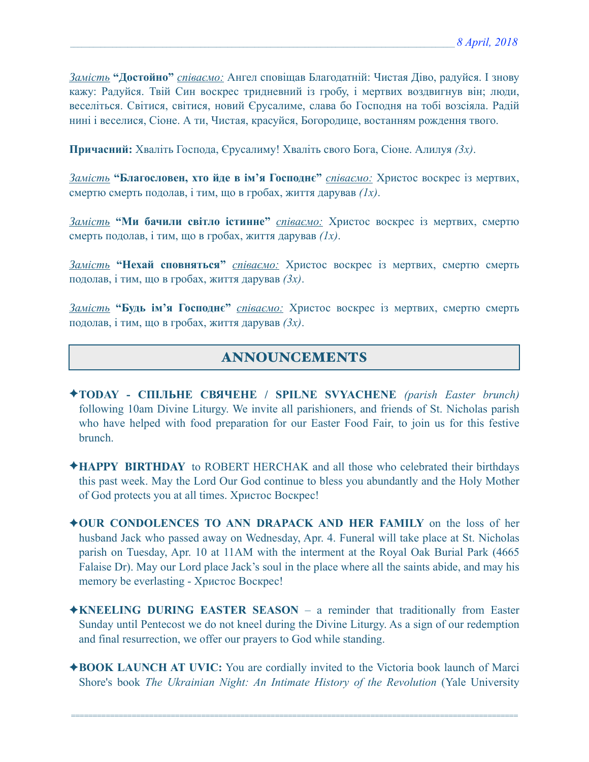*<u>Замість</u>* **"Достойно"** *<u>співаємо:</u>* Ангел сповіщав Благодатній: Чистая Діво, радуйся. І знову кажу: Радуйся. Твій Син воскрес тридневний із гробу, і мертвих воздвигнув він; люди, веселіться. Світися, світися, новий Єрусалиме, слава бо Господня на тобі возсіяла. Радій нині і веселися, Сіоне. А ти, Чистая, красуйся, Богородице, востанням рождення твого.

**Причасний:** Хваліть Господа, Єрусалиму! Хваліть свого Бога, Сіоне. Алилуя *(3x)*.

*<u>Замість</u>* **"Благословен, хто йде в ім'я Господнє"** *<u>співаємо:</u>* Христос воскрес із мертвих, смертю смерть подолав, і тим, що в гробах, життя дарував *(1x)*.

*<u>Замість</u>* **"Ми бачили світло істинне"** *<u>співаємо:</u>* Христос воскрес із мертвих, смертю смерть подолав, і тим, що в гробах, життя дарував *(1x)*.

*<u>Замість</u>* **"Нехай сповняться"** *<u>співаємо:</u>* Христос воскрес із мертвих, смертю смерть подолав, і тим, що в гробах, життя дарував *(3x)*.

*<u>Замість</u>* **"Будь ім'я Господнє"** *<u>співаємо:</u>* Христос воскрес із мертвих, смертю смерть подолав, і тим, що в гробах, життя дарував *(3x)*.

## ANNOUNCEMENTS

- ✦**TODAY - СПІЛЬНЕ СВЯЧЕНЕ / SPILNE SVYACHENE** *(parish Easter brunch)* following 10am Divine Liturgy. We invite all parishioners, and friends of St. Nicholas parish who have helped with food preparation for our Easter Food Fair, to join us for this festive brunch.

- ✦**HAPPY BIRTHDAY** to ROBERT HERCHAK and all those who celebrated their birthdays this past week. May the Lord Our God continue to bless you abundantly and the Holy Mother of God protects you at all times. Христос Воскрес!

- ✦**OUR CONDOLENCES TO ANN DRAPACK AND HER FAMILY** on the loss of her husband Jack who passed away on Wednesday, Apr. 4. Funeral will take place at St. Nicholas parish on Tuesday, Apr. 10 at 11AM with the interment at the Royal Oak Burial Park (4665 Falaise Dr). May our Lord place Jack's soul in the place where all the saints abide, and may his memory be everlasting - Христос Воскрес!

- ✦**KNEELING DURING EASTER SEASON** – a reminder that traditionally from Easter Sunday until Pentecost we do not kneel during the Divine Liturgy. As a sign of our redemption and final resurrection, we offer our prayers to God while standing.

- ✦**BOOK LAUNCH AT UVIC:** You are cordially invited to the Victoria book launch of Marci Shore's book *The Ukrainian Night: An Intimate History of the Revolution* (Yale University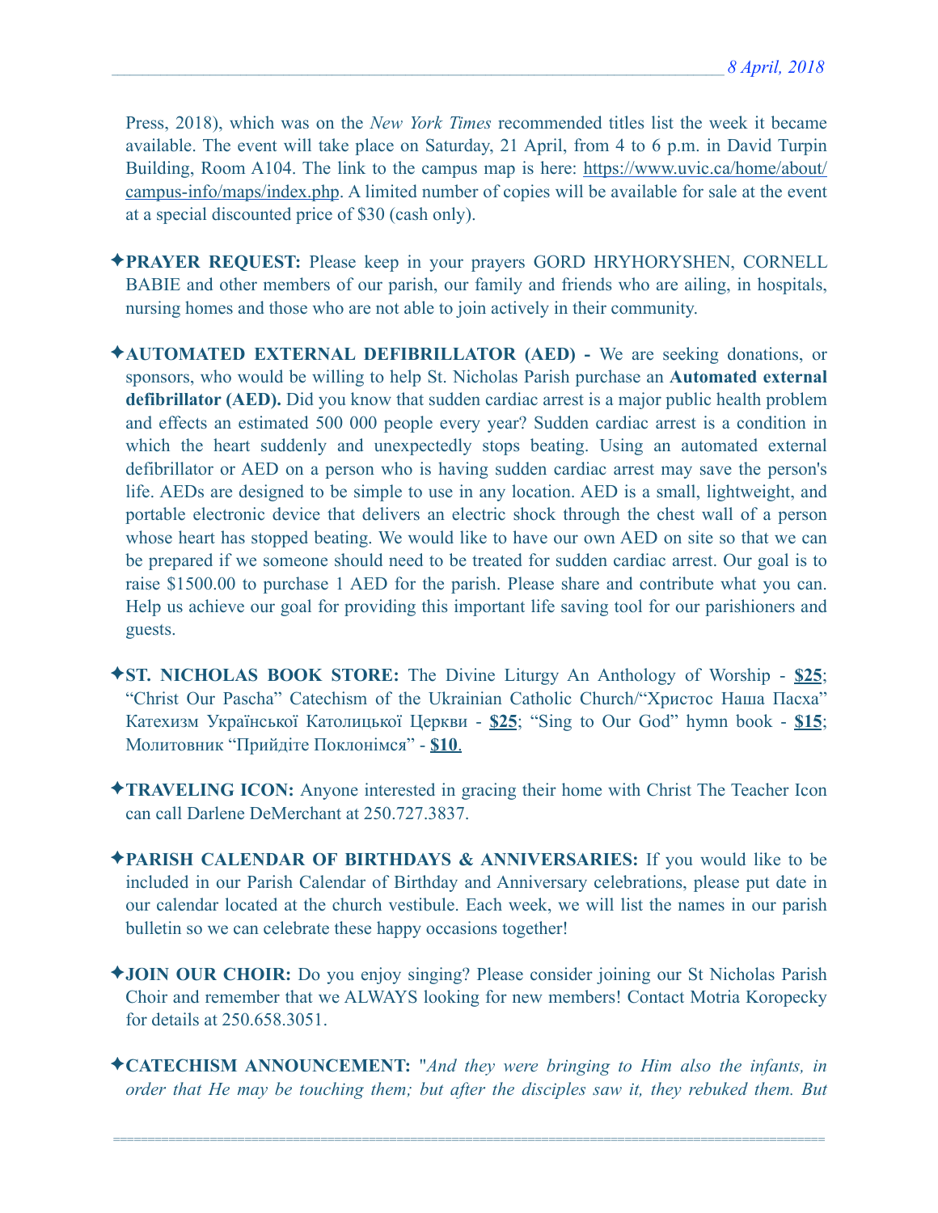Press, 2018), which was on the *New York Times* recommended titles list the week it became available. The event will take place on Saturday, 21 April, from 4 to 6 p.m. in David Turpin Building, Room A104. The link to the campus map is here: https://www.uvic.ca/home/about/campus-info/maps/index.php. A limited number of copies will be available for sale at the event at a special discounted price of $30 (cash only).

✦**PRAYER REQUEST:** Please keep in your prayers GORD HRYHORYSHEN, CORNELL BABIE and other members of our parish, our family and friends who are ailing, in hospitals, nursing homes and those who are not able to join actively in their community.

✦**AUTOMATED EXTERNAL DEFIBRILLATOR (AED) -** We are seeking donations, or sponsors, who would be willing to help St. Nicholas Parish purchase an **Automated external defibrillator (AED).** Did you know that sudden cardiac arrest is a major public health problem and effects an estimated 500 000 people every year? Sudden cardiac arrest is a condition in which the heart suddenly and unexpectedly stops beating. Using an automated external defibrillator or AED on a person who is having sudden cardiac arrest may save the person's life. AEDs are designed to be simple to use in any location. AED is a small, lightweight, and portable electronic device that delivers an electric shock through the chest wall of a person whose heart has stopped beating. We would like to have our own AED on site so that we can be prepared if we someone should need to be treated for sudden cardiac arrest. Our goal is to raise $1500.00 to purchase 1 AED for the parish. Please share and contribute what you can. Help us achieve our goal for providing this important life saving tool for our parishioners and guests.

✦**ST. NICHOLAS BOOK STORE:** The Divine Liturgy An Anthology of Worship - **$25**; "Christ Our Pascha" Catechism of the Ukrainian Catholic Church/"Христос Наша Пасха" Катехизм Української Католицької Церкви - **$25**; "Sing to Our God" hymn book - **$15**; Молитовник "Прийдіте Поклонімся" - **$10**.

✦**TRAVELING ICON:** Anyone interested in gracing their home with Christ The Teacher Icon can call Darlene DeMerchant at 250.727.3837.

✦**PARISH CALENDAR OF BIRTHDAYS & ANNIVERSARIES:** If you would like to be included in our Parish Calendar of Birthday and Anniversary celebrations, please put date in our calendar located at the church vestibule. Each week, we will list the names in our parish bulletin so we can celebrate these happy occasions together!

✦**JOIN OUR CHOIR:** Do you enjoy singing? Please consider joining our St Nicholas Parish Choir and remember that we ALWAYS looking for new members! Contact Motria Koropecky for details at 250.658.3051.

✦**CATECHISM ANNOUNCEMENT:** "*And they were bringing to Him also the infants, in order that He may be touching them; but after the disciples saw it, they rebuked them. But*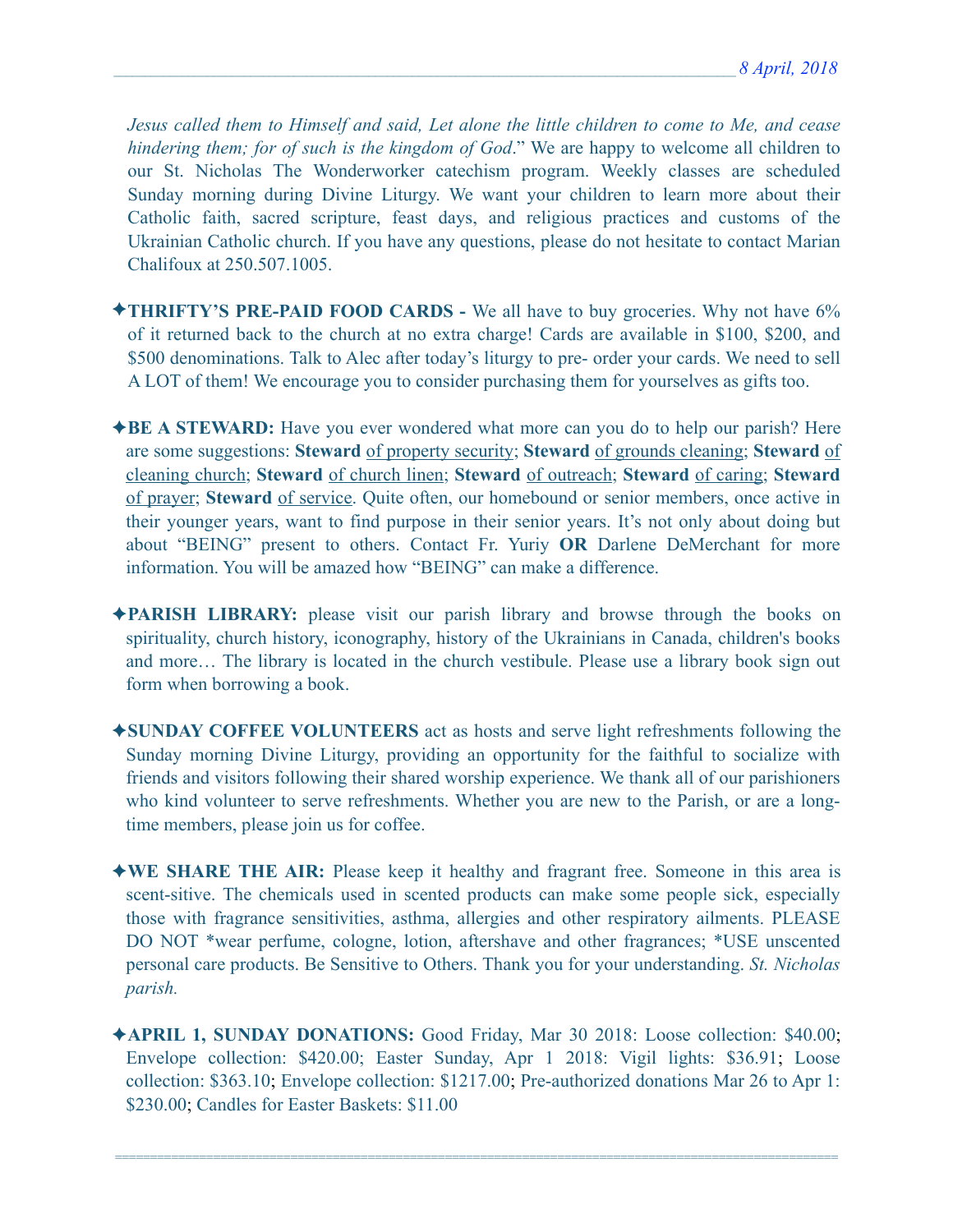*Jesus called them to Himself and said, Let alone the little children to come to Me, and cease hindering them; for of such is the kingdom of God*." We are happy to welcome all children to our St. Nicholas The Wonderworker catechism program. Weekly classes are scheduled Sunday morning during Divine Liturgy. We want your children to learn more about their Catholic faith, sacred scripture, feast days, and religious practices and customs of the Ukrainian Catholic church. If you have any questions, please do not hesitate to contact Marian Chalifoux at 250.507.1005.

✦**THRIFTY'S PRE-PAID FOOD CARDS -** We all have to buy groceries. Why not have 6% of it returned back to the church at no extra charge! Cards are available in $100, $200, and $500 denominations. Talk to Alec after today's liturgy to pre- order your cards. We need to sell A LOT of them! We encourage you to consider purchasing them for yourselves as gifts too.

✦**BE A STEWARD:** Have you ever wondered what more can you do to help our parish? Here are some suggestions: **Steward** of property security; **Steward** of grounds cleaning; **Steward** of cleaning church; **Steward** of church linen; **Steward** of outreach; **Steward** of caring; **Steward** of prayer; **Steward** of service. Quite often, our homebound or senior members, once active in their younger years, want to find purpose in their senior years. It's not only about doing but about "BEING" present to others. Contact Fr. Yuriy **OR** Darlene DeMerchant for more information. You will be amazed how "BEING" can make a difference.

✦**PARISH LIBRARY:** please visit our parish library and browse through the books on spirituality, church history, iconography, history of the Ukrainians in Canada, children's books and more… The library is located in the church vestibule. Please use a library book sign out form when borrowing a book.

✦**SUNDAY COFFEE VOLUNTEERS** act as hosts and serve light refreshments following the Sunday morning Divine Liturgy, providing an opportunity for the faithful to socialize with friends and visitors following their shared worship experience. We thank all of our parishioners who kind volunteer to serve refreshments. Whether you are new to the Parish, or are a long-time members, please join us for coffee.

✦**WE SHARE THE AIR:** Please keep it healthy and fragrant free. Someone in this area is scent-sitive. The chemicals used in scented products can make some people sick, especially those with fragrance sensitivities, asthma, allergies and other respiratory ailments. PLEASE DO NOT *wear perfume, cologne, lotion, aftershave and other fragrances; *USE unscented personal care products. Be Sensitive to Others. Thank you for your understanding. *St. Nicholas parish.*

✦**APRIL 1, SUNDAY DONATIONS:** Good Friday, Mar 30 2018: Loose collection: $40.00; Envelope collection: $420.00; Easter Sunday, Apr 1 2018: Vigil lights: $36.91; Loose collection: $363.10; Envelope collection: $1217.00; Pre-authorized donations Mar 26 to Apr 1: $230.00; Candles for Easter Baskets: $11.00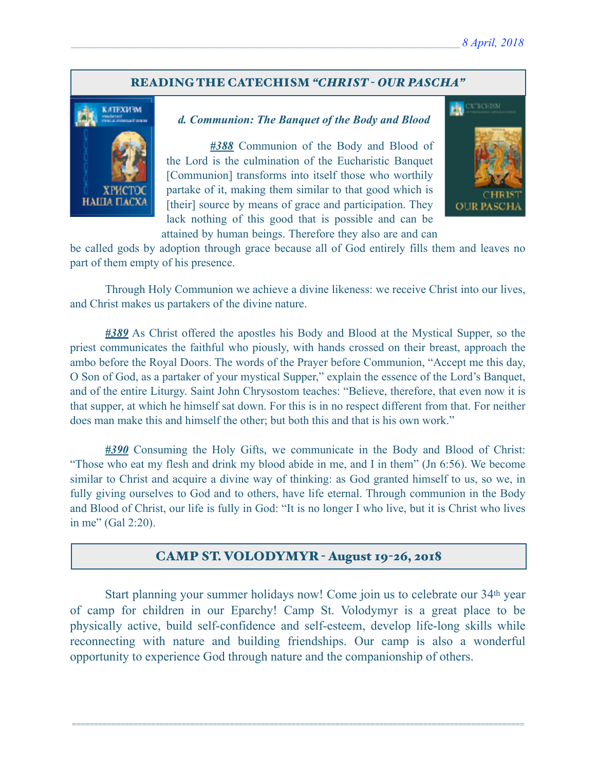## READING THE CATECHISM *"CHRIST - OUR PASCHA"*

***d. Communion: The Banquet of the Body and Blood***

***#388*** Communion of the Body and Blood of the Lord is the culmination of the Eucharistic Banquet [Communion] transforms into itself those who worthily partake of it, making them similar to that good which is [their] source by means of grace and participation. They lack nothing of this good that is possible and can be attained by human beings. Therefore they also are and can be called gods by adoption through grace because all of God entirely fills them and leaves no part of them empty of his presence.

Through Holy Communion we achieve a divine likeness: we receive Christ into our lives, and Christ makes us partakers of the divine nature.

***#389*** As Christ offered the apostles his Body and Blood at the Mystical Supper, so the priest communicates the faithful who piously, with hands crossed on their breast, approach the ambo before the Royal Doors. The words of the Prayer before Communion, "Accept me this day, O Son of God, as a partaker of your mystical Supper," explain the essence of the Lord's Banquet, and of the entire Liturgy. Saint John Chrysostom teaches: "Believe, therefore, that even now it is that supper, at which he himself sat down. For this is in no respect different from that. For neither does man make this and himself the other; but both this and that is his own work."

***#390*** Consuming the Holy Gifts, we communicate in the Body and Blood of Christ: "Those who eat my flesh and drink my blood abide in me, and I in them" (Jn 6:56). We become similar to Christ and acquire a divine way of thinking: as God granted himself to us, so we, in fully giving ourselves to God and to others, have life eternal. Through communion in the Body and Blood of Christ, our life is fully in God: "It is no longer I who live, but it is Christ who lives in me" (Gal 2:20).

## CAMP ST. VOLODYMYR - August 19-26, 2018

Start planning your summer holidays now! Come join us to celebrate our 34th year of camp for children in our Eparchy! Camp St. Volodymyr is a great place to be physically active, build self-confidence and self-esteem, develop life-long skills while reconnecting with nature and building friendships. Our camp is also a wonderful opportunity to experience God through nature and the companionship of others.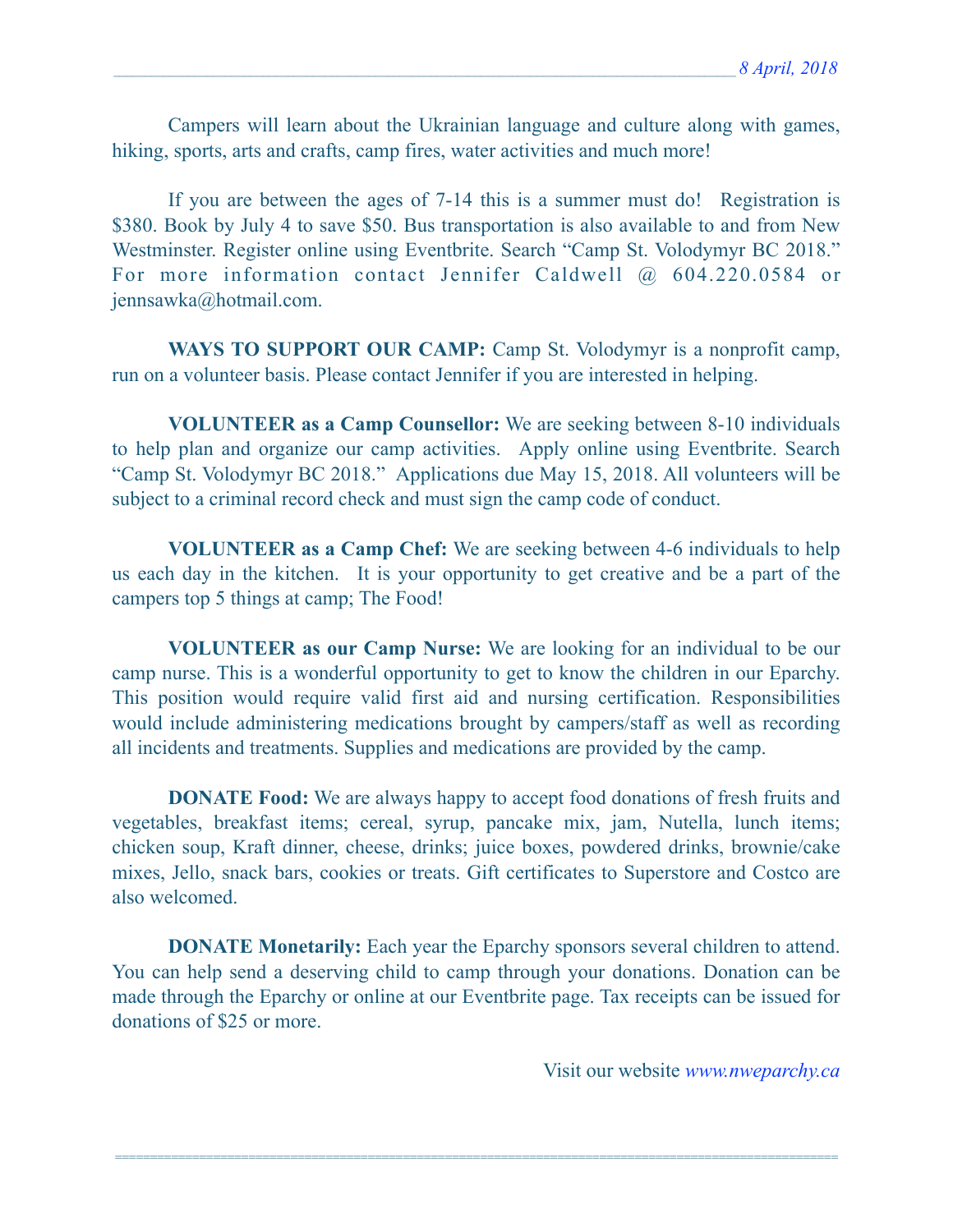Campers will learn about the Ukrainian language and culture along with games, hiking, sports, arts and crafts, camp fires, water activities and much more!

If you are between the ages of 7-14 this is a summer must do! Registration is $380. Book by July 4 to save $50. Bus transportation is also available to and from New Westminster. Register online using Eventbrite. Search "Camp St. Volodymyr BC 2018." For more information contact Jennifer Caldwell @ 604.220.0584 or jennsawka@hotmail.com.

**WAYS TO SUPPORT OUR CAMP:** Camp St. Volodymyr is a nonprofit camp, run on a volunteer basis. Please contact Jennifer if you are interested in helping.

**VOLUNTEER as a Camp Counsellor:** We are seeking between 8-10 individuals to help plan and organize our camp activities. Apply online using Eventbrite. Search "Camp St. Volodymyr BC 2018." Applications due May 15, 2018. All volunteers will be subject to a criminal record check and must sign the camp code of conduct.

**VOLUNTEER as a Camp Chef:** We are seeking between 4-6 individuals to help us each day in the kitchen. It is your opportunity to get creative and be a part of the campers top 5 things at camp; The Food!

**VOLUNTEER as our Camp Nurse:** We are looking for an individual to be our camp nurse. This is a wonderful opportunity to get to know the children in our Eparchy. This position would require valid first aid and nursing certification. Responsibilities would include administering medications brought by campers/staff as well as recording all incidents and treatments. Supplies and medications are provided by the camp.

**DONATE Food:** We are always happy to accept food donations of fresh fruits and vegetables, breakfast items; cereal, syrup, pancake mix, jam, Nutella, lunch items; chicken soup, Kraft dinner, cheese, drinks; juice boxes, powdered drinks, brownie/cake mixes, Jello, snack bars, cookies or treats. Gift certificates to Superstore and Costco are also welcomed.

**DONATE Monetarily:** Each year the Eparchy sponsors several children to attend. You can help send a deserving child to camp through your donations. Donation can be made through the Eparchy or online at our Eventbrite page. Tax receipts can be issued for donations of $25 or more.

Visit our website *www.nweparchy.ca*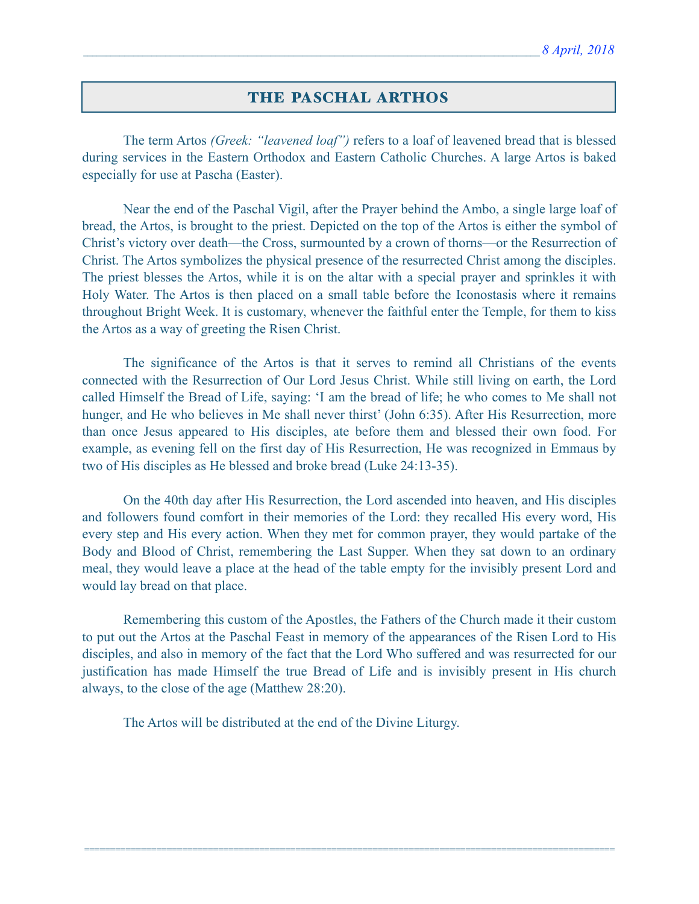# THE PASCHAL ARTHOS

The term Artos *(Greek: "leavened loaf")* refers to a loaf of leavened bread that is blessed during services in the Eastern Orthodox and Eastern Catholic Churches. A large Artos is baked especially for use at Pascha (Easter).

Near the end of the Paschal Vigil, after the Prayer behind the Ambo, a single large loaf of bread, the Artos, is brought to the priest. Depicted on the top of the Artos is either the symbol of Christ's victory over death—the Cross, surmounted by a crown of thorns—or the Resurrection of Christ. The Artos symbolizes the physical presence of the resurrected Christ among the disciples. The priest blesses the Artos, while it is on the altar with a special prayer and sprinkles it with Holy Water. The Artos is then placed on a small table before the Iconostasis where it remains throughout Bright Week. It is customary, whenever the faithful enter the Temple, for them to kiss the Artos as a way of greeting the Risen Christ.

The significance of the Artos is that it serves to remind all Christians of the events connected with the Resurrection of Our Lord Jesus Christ. While still living on earth, the Lord called Himself the Bread of Life, saying: 'I am the bread of life; he who comes to Me shall not hunger, and He who believes in Me shall never thirst' (John 6:35). After His Resurrection, more than once Jesus appeared to His disciples, ate before them and blessed their own food. For example, as evening fell on the first day of His Resurrection, He was recognized in Emmaus by two of His disciples as He blessed and broke bread (Luke 24:13-35).

On the 40th day after His Resurrection, the Lord ascended into heaven, and His disciples and followers found comfort in their memories of the Lord: they recalled His every word, His every step and His every action. When they met for common prayer, they would partake of the Body and Blood of Christ, remembering the Last Supper. When they sat down to an ordinary meal, they would leave a place at the head of the table empty for the invisibly present Lord and would lay bread on that place.

Remembering this custom of the Apostles, the Fathers of the Church made it their custom to put out the Artos at the Paschal Feast in memory of the appearances of the Risen Lord to His disciples, and also in memory of the fact that the Lord Who suffered and was resurrected for our justification has made Himself the true Bread of Life and is invisibly present in His church always, to the close of the age (Matthew 28:20).

The Artos will be distributed at the end of the Divine Liturgy.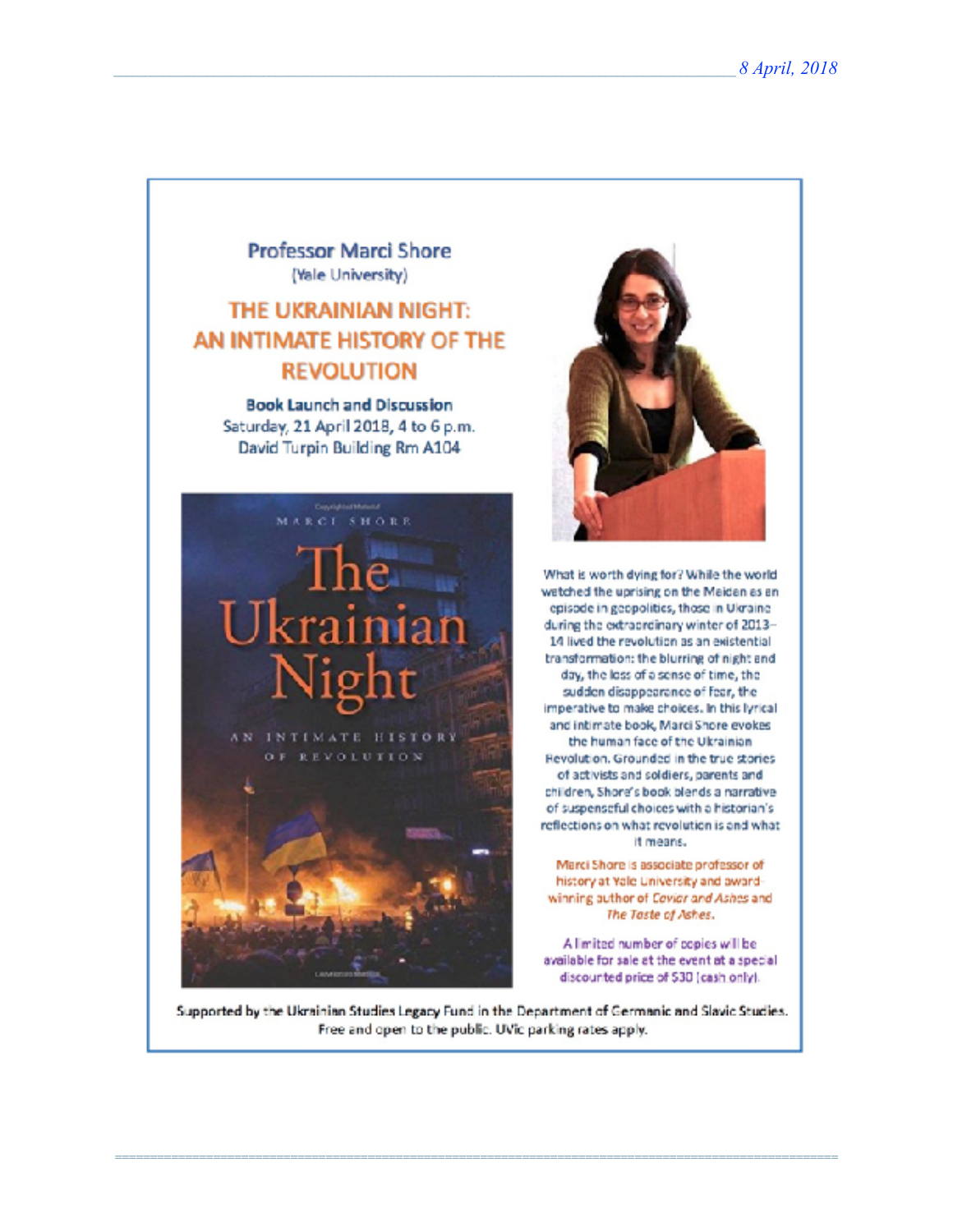Professor Marci Shore
(Yale University)

## THE UKRAINIAN NIGHT: AN INTIMATE HISTORY OF THE REVOLUTION

**Book Launch and Discussion**
Saturday, 21 April 2018, 4 to 6 p.m.
David Turpin Building Rm A104

What is worth dying for? While the world watched the uprising on the Maidan as an episode in geopolitics, those in Ukraine during the extraordinary winter of 2013–14 lived the revolution as an existential transformation: the blurring of night and day, the loss of a sense of time, the sudden disappearance of fear, the imperative to make choices. In this lyrical and intimate book, Marci Shore evokes the human face of the Ukrainian Revolution. Grounded in the true stories of activists and soldiers, parents and children, Shore's book blends a narrative of suspenseful choices with a historian's reflections on what revolution is and what it means.

Marci Shore is associate professor of history at Yale University and award-winning author of *Caviar and Ashes* and *The Taste of Ashes*.

A limited number of copies will be available for sale at the event at a special discounted price of $30 (cash only).

Supported by the Ukrainian Studies Legacy Fund in the Department of Germanic and Slavic Studies.
Free and open to the public. UVic parking rates apply.